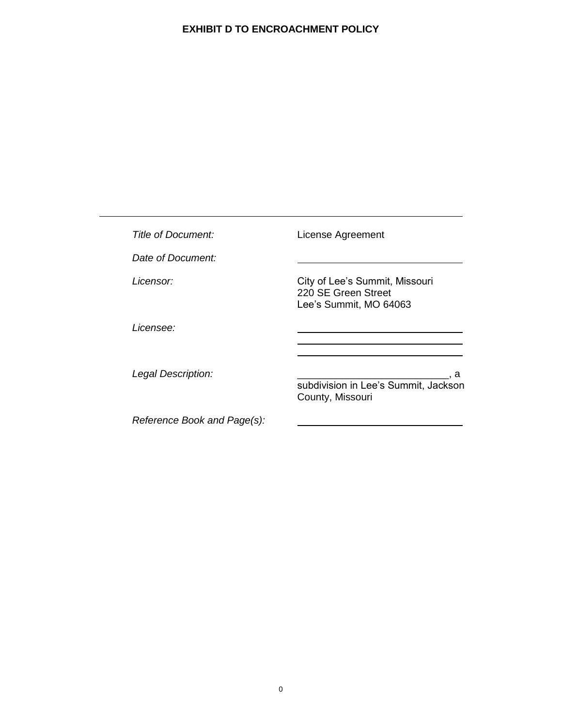**EXHIBIT D TO ENCROACHMENT POLICY**

---

| | |
|---|---|
| *Title of Document:* | License Agreement |
| *Date of Document:* | ______________________________ |
| *Licensor:* | City of Lee's Summit, Missouri<br>220 SE Green Street<br>Lee's Summit, MO 64063 |
| *Licensee:* | ______________________________<br>______________________________<br>______________________________ |
| *Legal Description:* | __________________________, a subdivision in Lee's Summit, Jackson County, Missouri |
| *Reference Book and Page(s):* | ______________________________ |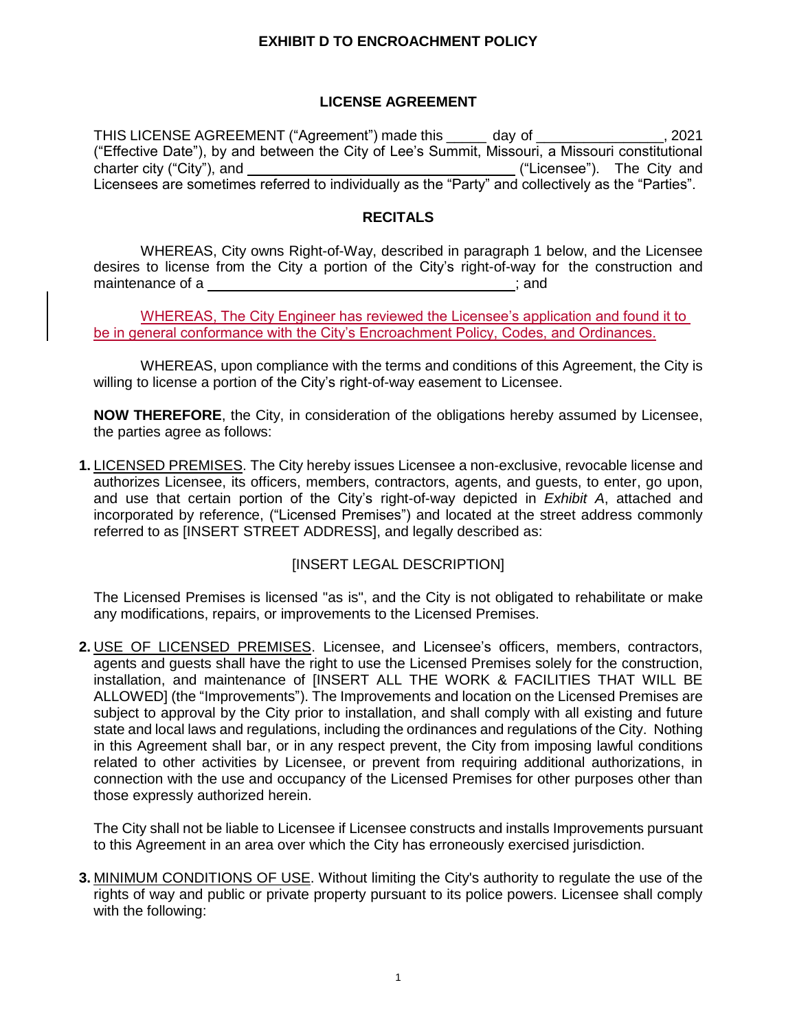**EXHIBIT D TO ENCROACHMENT POLICY**

## LICENSE AGREEMENT

THIS LICENSE AGREEMENT ("Agreement") made this _____ day of ________________, 2021 ("Effective Date"), by and between the City of Lee's Summit, Missouri, a Missouri constitutional charter city ("City"), and __________________________________ ("Licensee"). The City and Licensees are sometimes referred to individually as the "Party" and collectively as the "Parties".

## RECITALS

WHEREAS, City owns Right-of-Way, described in paragraph 1 below, and the Licensee desires to license from the City a portion of the City's right-of-way for the construction and maintenance of a ________________________________________; and

WHEREAS, The City Engineer has reviewed the Licensee's application and found it to be in general conformance with the City's Encroachment Policy, Codes, and Ordinances.

WHEREAS, upon compliance with the terms and conditions of this Agreement, the City is willing to license a portion of the City's right-of-way easement to Licensee.

**NOW THEREFORE**, the City, in consideration of the obligations hereby assumed by Licensee, the parties agree as follows:

**1.** LICENSED PREMISES. The City hereby issues Licensee a non-exclusive, revocable license and authorizes Licensee, its officers, members, contractors, agents, and guests, to enter, go upon, and use that certain portion of the City's right-of-way depicted in *Exhibit A*, attached and incorporated by reference, ("Licensed Premises") and located at the street address commonly referred to as [INSERT STREET ADDRESS], and legally described as:

[INSERT LEGAL DESCRIPTION]

The Licensed Premises is licensed "as is", and the City is not obligated to rehabilitate or make any modifications, repairs, or improvements to the Licensed Premises.

**2.** USE OF LICENSED PREMISES. Licensee, and Licensee's officers, members, contractors, agents and guests shall have the right to use the Licensed Premises solely for the construction, installation, and maintenance of [INSERT ALL THE WORK & FACILITIES THAT WILL BE ALLOWED] (the "Improvements"). The Improvements and location on the Licensed Premises are subject to approval by the City prior to installation, and shall comply with all existing and future state and local laws and regulations, including the ordinances and regulations of the City. Nothing in this Agreement shall bar, or in any respect prevent, the City from imposing lawful conditions related to other activities by Licensee, or prevent from requiring additional authorizations, in connection with the use and occupancy of the Licensed Premises for other purposes other than those expressly authorized herein.

The City shall not be liable to Licensee if Licensee constructs and installs Improvements pursuant to this Agreement in an area over which the City has erroneously exercised jurisdiction.

**3.** MINIMUM CONDITIONS OF USE. Without limiting the City's authority to regulate the use of the rights of way and public or private property pursuant to its police powers. Licensee shall comply with the following: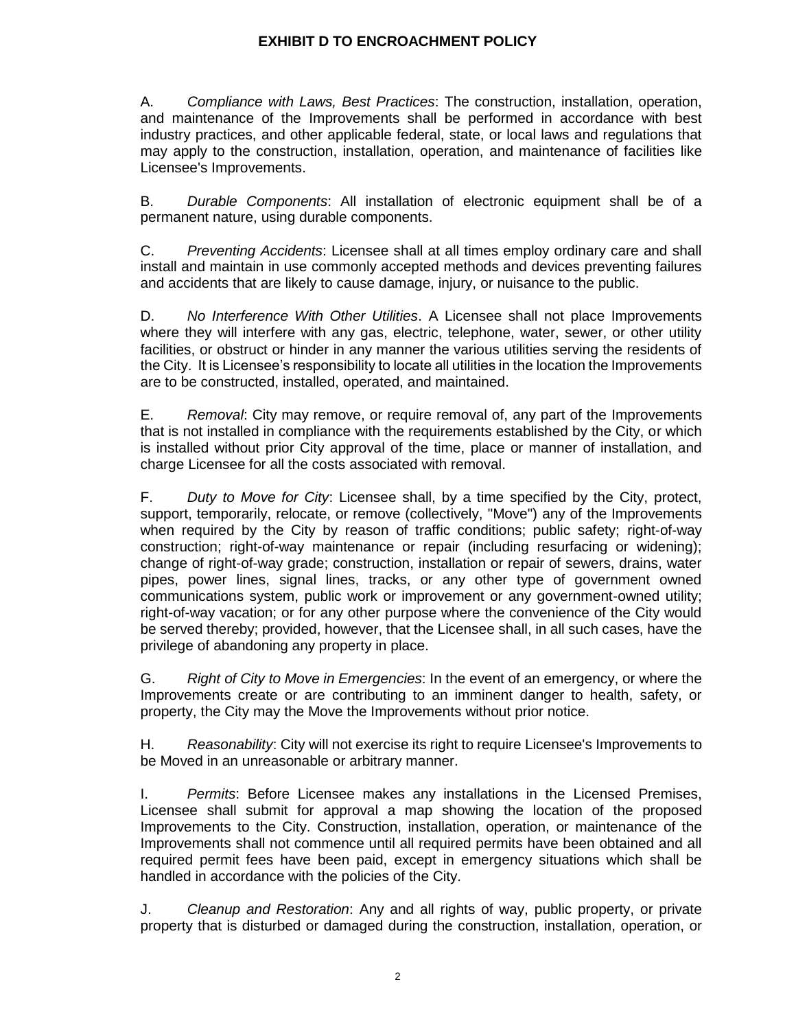## EXHIBIT D TO ENCROACHMENT POLICY

A. *Compliance with Laws, Best Practices*: The construction, installation, operation, and maintenance of the Improvements shall be performed in accordance with best industry practices, and other applicable federal, state, or local laws and regulations that may apply to the construction, installation, operation, and maintenance of facilities like Licensee's Improvements.

B. *Durable Components*: All installation of electronic equipment shall be of a permanent nature, using durable components.

C. *Preventing Accidents*: Licensee shall at all times employ ordinary care and shall install and maintain in use commonly accepted methods and devices preventing failures and accidents that are likely to cause damage, injury, or nuisance to the public.

D. *No Interference With Other Utilities*. A Licensee shall not place Improvements where they will interfere with any gas, electric, telephone, water, sewer, or other utility facilities, or obstruct or hinder in any manner the various utilities serving the residents of the City. It is Licensee's responsibility to locate all utilities in the location the Improvements are to be constructed, installed, operated, and maintained.

E. *Removal*: City may remove, or require removal of, any part of the Improvements that is not installed in compliance with the requirements established by the City, or which is installed without prior City approval of the time, place or manner of installation, and charge Licensee for all the costs associated with removal.

F. *Duty to Move for City*: Licensee shall, by a time specified by the City, protect, support, temporarily, relocate, or remove (collectively, "Move") any of the Improvements when required by the City by reason of traffic conditions; public safety; right-of-way construction; right-of-way maintenance or repair (including resurfacing or widening); change of right-of-way grade; construction, installation or repair of sewers, drains, water pipes, power lines, signal lines, tracks, or any other type of government owned communications system, public work or improvement or any government-owned utility; right-of-way vacation; or for any other purpose where the convenience of the City would be served thereby; provided, however, that the Licensee shall, in all such cases, have the privilege of abandoning any property in place.

G. *Right of City to Move in Emergencies*: In the event of an emergency, or where the Improvements create or are contributing to an imminent danger to health, safety, or property, the City may the Move the Improvements without prior notice.

H. *Reasonability*: City will not exercise its right to require Licensee's Improvements to be Moved in an unreasonable or arbitrary manner.

I. *Permits*: Before Licensee makes any installations in the Licensed Premises, Licensee shall submit for approval a map showing the location of the proposed Improvements to the City. Construction, installation, operation, or maintenance of the Improvements shall not commence until all required permits have been obtained and all required permit fees have been paid, except in emergency situations which shall be handled in accordance with the policies of the City.

J. *Cleanup and Restoration*: Any and all rights of way, public property, or private property that is disturbed or damaged during the construction, installation, operation, or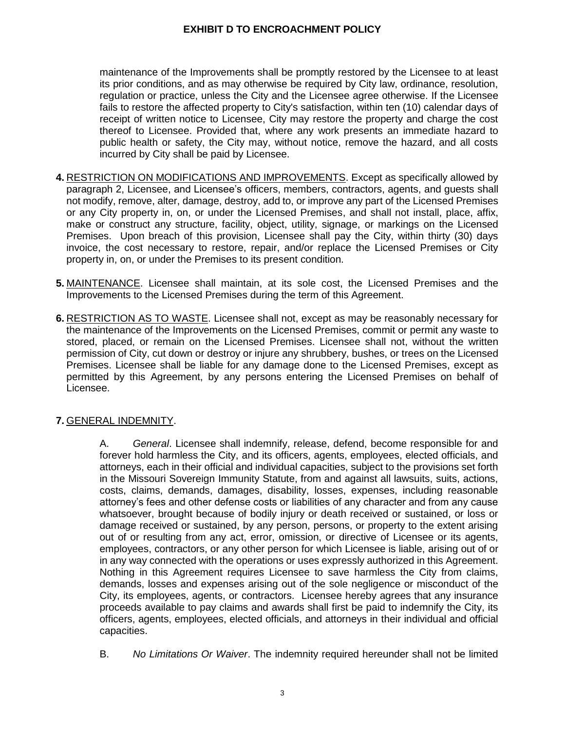maintenance of the Improvements shall be promptly restored by the Licensee to at least its prior conditions, and as may otherwise be required by City law, ordinance, resolution, regulation or practice, unless the City and the Licensee agree otherwise. If the Licensee fails to restore the affected property to City's satisfaction, within ten (10) calendar days of receipt of written notice to Licensee, City may restore the property and charge the cost thereof to Licensee. Provided that, where any work presents an immediate hazard to public health or safety, the City may, without notice, remove the hazard, and all costs incurred by City shall be paid by Licensee.

**4.** RESTRICTION ON MODIFICATIONS AND IMPROVEMENTS. Except as specifically allowed by paragraph 2, Licensee, and Licensee's officers, members, contractors, agents, and guests shall not modify, remove, alter, damage, destroy, add to, or improve any part of the Licensed Premises or any City property in, on, or under the Licensed Premises, and shall not install, place, affix, make or construct any structure, facility, object, utility, signage, or markings on the Licensed Premises. Upon breach of this provision, Licensee shall pay the City, within thirty (30) days invoice, the cost necessary to restore, repair, and/or replace the Licensed Premises or City property in, on, or under the Premises to its present condition.

**5.** MAINTENANCE. Licensee shall maintain, at its sole cost, the Licensed Premises and the Improvements to the Licensed Premises during the term of this Agreement.

**6.** RESTRICTION AS TO WASTE. Licensee shall not, except as may be reasonably necessary for the maintenance of the Improvements on the Licensed Premises, commit or permit any waste to stored, placed, or remain on the Licensed Premises. Licensee shall not, without the written permission of City, cut down or destroy or injure any shrubbery, bushes, or trees on the Licensed Premises. Licensee shall be liable for any damage done to the Licensed Premises, except as permitted by this Agreement, by any persons entering the Licensed Premises on behalf of Licensee.

**7.** GENERAL INDEMNITY.

A. *General*. Licensee shall indemnify, release, defend, become responsible for and forever hold harmless the City, and its officers, agents, employees, elected officials, and attorneys, each in their official and individual capacities, subject to the provisions set forth in the Missouri Sovereign Immunity Statute, from and against all lawsuits, suits, actions, costs, claims, demands, damages, disability, losses, expenses, including reasonable attorney's fees and other defense costs or liabilities of any character and from any cause whatsoever, brought because of bodily injury or death received or sustained, or loss or damage received or sustained, by any person, persons, or property to the extent arising out of or resulting from any act, error, omission, or directive of Licensee or its agents, employees, contractors, or any other person for which Licensee is liable, arising out of or in any way connected with the operations or uses expressly authorized in this Agreement. Nothing in this Agreement requires Licensee to save harmless the City from claims, demands, losses and expenses arising out of the sole negligence or misconduct of the City, its employees, agents, or contractors. Licensee hereby agrees that any insurance proceeds available to pay claims and awards shall first be paid to indemnify the City, its officers, agents, employees, elected officials, and attorneys in their individual and official capacities.

B. *No Limitations Or Waiver*. The indemnity required hereunder shall not be limited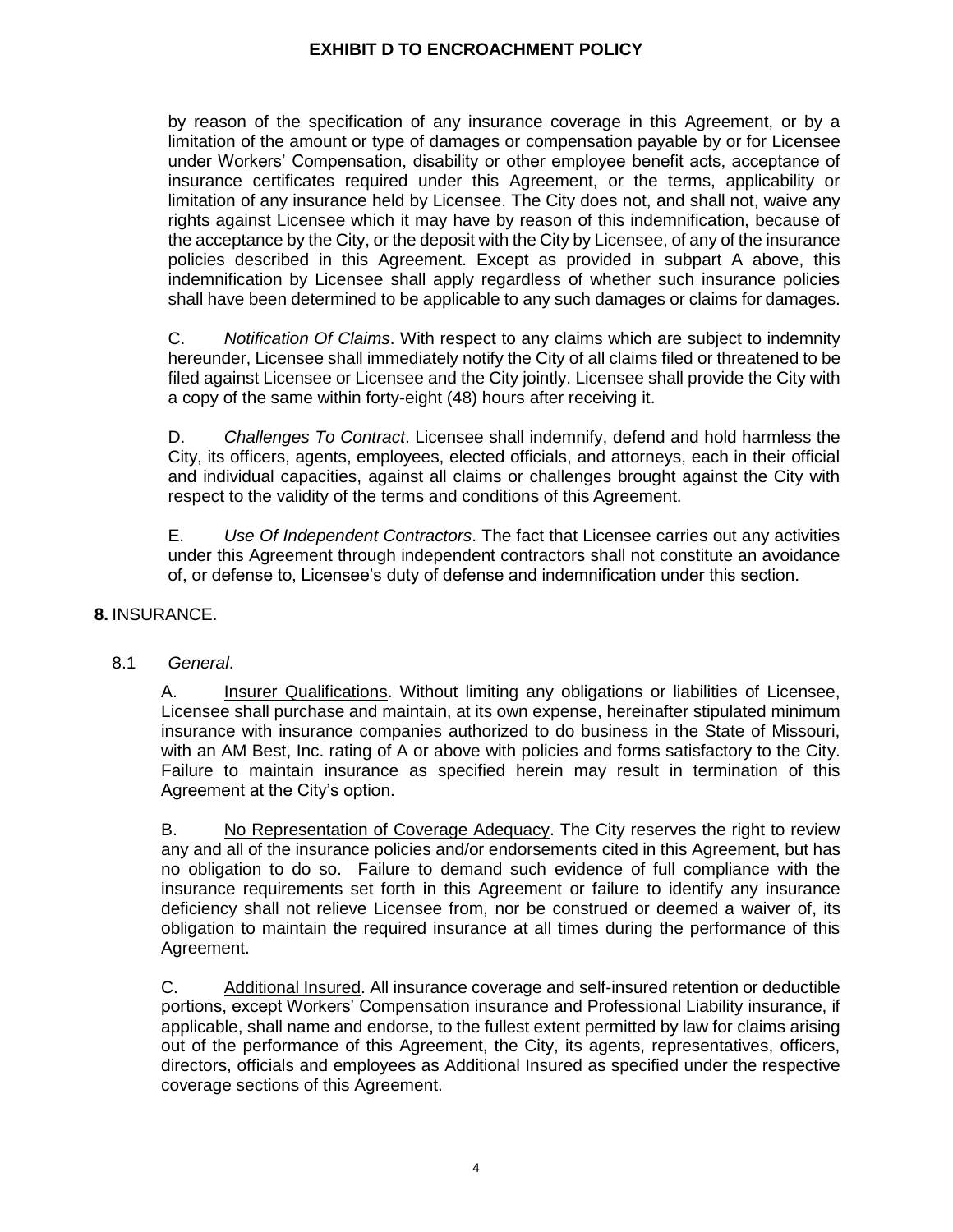by reason of the specification of any insurance coverage in this Agreement, or by a limitation of the amount or type of damages or compensation payable by or for Licensee under Workers' Compensation, disability or other employee benefit acts, acceptance of insurance certificates required under this Agreement, or the terms, applicability or limitation of any insurance held by Licensee. The City does not, and shall not, waive any rights against Licensee which it may have by reason of this indemnification, because of the acceptance by the City, or the deposit with the City by Licensee, of any of the insurance policies described in this Agreement. Except as provided in subpart A above, this indemnification by Licensee shall apply regardless of whether such insurance policies shall have been determined to be applicable to any such damages or claims for damages.

C. *Notification Of Claims*. With respect to any claims which are subject to indemnity hereunder, Licensee shall immediately notify the City of all claims filed or threatened to be filed against Licensee or Licensee and the City jointly. Licensee shall provide the City with a copy of the same within forty-eight (48) hours after receiving it.

D. *Challenges To Contract*. Licensee shall indemnify, defend and hold harmless the City, its officers, agents, employees, elected officials, and attorneys, each in their official and individual capacities, against all claims or challenges brought against the City with respect to the validity of the terms and conditions of this Agreement.

E. *Use Of Independent Contractors*. The fact that Licensee carries out any activities under this Agreement through independent contractors shall not constitute an avoidance of, or defense to, Licensee's duty of defense and indemnification under this section.

**8.** INSURANCE.

8.1 *General*.

A. Insurer Qualifications. Without limiting any obligations or liabilities of Licensee, Licensee shall purchase and maintain, at its own expense, hereinafter stipulated minimum insurance with insurance companies authorized to do business in the State of Missouri, with an AM Best, Inc. rating of A or above with policies and forms satisfactory to the City. Failure to maintain insurance as specified herein may result in termination of this Agreement at the City's option.

B. No Representation of Coverage Adequacy. The City reserves the right to review any and all of the insurance policies and/or endorsements cited in this Agreement, but has no obligation to do so. Failure to demand such evidence of full compliance with the insurance requirements set forth in this Agreement or failure to identify any insurance deficiency shall not relieve Licensee from, nor be construed or deemed a waiver of, its obligation to maintain the required insurance at all times during the performance of this Agreement.

C. Additional Insured. All insurance coverage and self-insured retention or deductible portions, except Workers' Compensation insurance and Professional Liability insurance, if applicable, shall name and endorse, to the fullest extent permitted by law for claims arising out of the performance of this Agreement, the City, its agents, representatives, officers, directors, officials and employees as Additional Insured as specified under the respective coverage sections of this Agreement.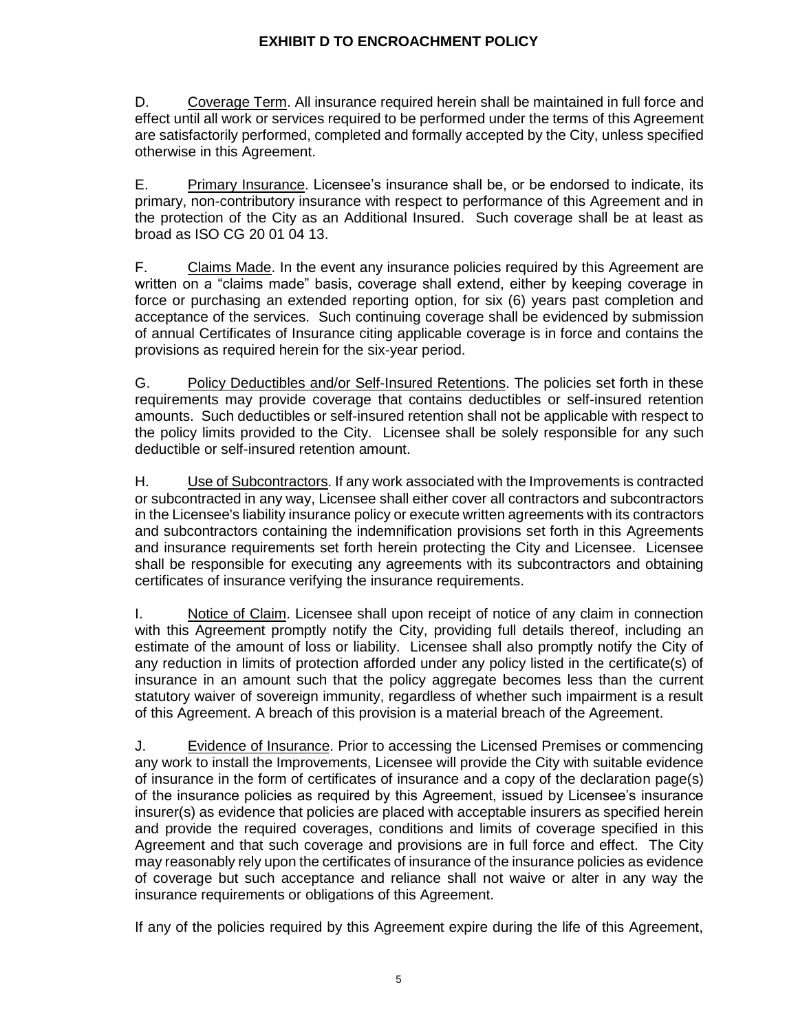D. <u>Coverage Term</u>. All insurance required herein shall be maintained in full force and effect until all work or services required to be performed under the terms of this Agreement are satisfactorily performed, completed and formally accepted by the City, unless specified otherwise in this Agreement.

E. <u>Primary Insurance</u>. Licensee's insurance shall be, or be endorsed to indicate, its primary, non-contributory insurance with respect to performance of this Agreement and in the protection of the City as an Additional Insured. Such coverage shall be at least as broad as ISO CG 20 01 04 13.

F. <u>Claims Made</u>. In the event any insurance policies required by this Agreement are written on a "claims made" basis, coverage shall extend, either by keeping coverage in force or purchasing an extended reporting option, for six (6) years past completion and acceptance of the services. Such continuing coverage shall be evidenced by submission of annual Certificates of Insurance citing applicable coverage is in force and contains the provisions as required herein for the six-year period.

G. <u>Policy Deductibles and/or Self-Insured Retentions</u>. The policies set forth in these requirements may provide coverage that contains deductibles or self-insured retention amounts. Such deductibles or self-insured retention shall not be applicable with respect to the policy limits provided to the City. Licensee shall be solely responsible for any such deductible or self-insured retention amount.

H. <u>Use of Subcontractors</u>. If any work associated with the Improvements is contracted or subcontracted in any way, Licensee shall either cover all contractors and subcontractors in the Licensee's liability insurance policy or execute written agreements with its contractors and subcontractors containing the indemnification provisions set forth in this Agreements and insurance requirements set forth herein protecting the City and Licensee. Licensee shall be responsible for executing any agreements with its subcontractors and obtaining certificates of insurance verifying the insurance requirements.

I. <u>Notice of Claim</u>. Licensee shall upon receipt of notice of any claim in connection with this Agreement promptly notify the City, providing full details thereof, including an estimate of the amount of loss or liability. Licensee shall also promptly notify the City of any reduction in limits of protection afforded under any policy listed in the certificate(s) of insurance in an amount such that the policy aggregate becomes less than the current statutory waiver of sovereign immunity, regardless of whether such impairment is a result of this Agreement. A breach of this provision is a material breach of the Agreement.

J. <u>Evidence of Insurance</u>. Prior to accessing the Licensed Premises or commencing any work to install the Improvements, Licensee will provide the City with suitable evidence of insurance in the form of certificates of insurance and a copy of the declaration page(s) of the insurance policies as required by this Agreement, issued by Licensee's insurance insurer(s) as evidence that policies are placed with acceptable insurers as specified herein and provide the required coverages, conditions and limits of coverage specified in this Agreement and that such coverage and provisions are in full force and effect. The City may reasonably rely upon the certificates of insurance of the insurance policies as evidence of coverage but such acceptance and reliance shall not waive or alter in any way the insurance requirements or obligations of this Agreement.

If any of the policies required by this Agreement expire during the life of this Agreement,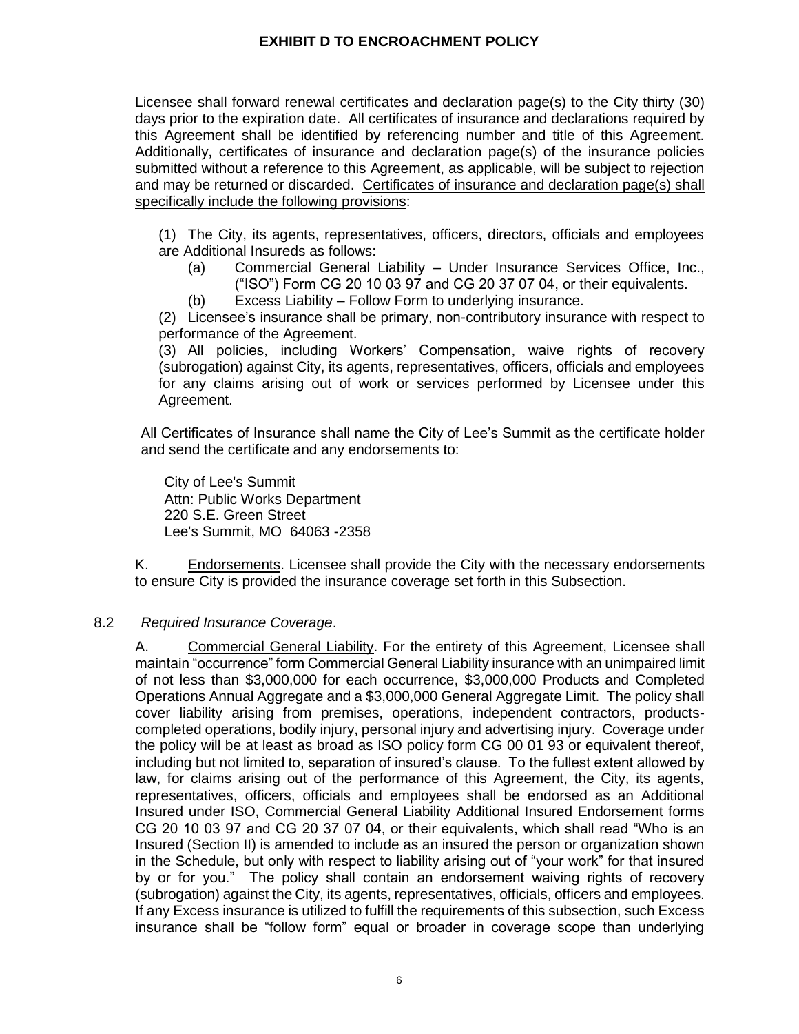Licensee shall forward renewal certificates and declaration page(s) to the City thirty (30) days prior to the expiration date. All certificates of insurance and declarations required by this Agreement shall be identified by referencing number and title of this Agreement. Additionally, certificates of insurance and declaration page(s) of the insurance policies submitted without a reference to this Agreement, as applicable, will be subject to rejection and may be returned or discarded. <u>Certificates of insurance and declaration page(s) shall specifically include the following provisions</u>:

(1) The City, its agents, representatives, officers, directors, officials and employees are Additional Insureds as follows:

- (a) Commercial General Liability – Under Insurance Services Office, Inc., ("ISO") Form CG 20 10 03 97 and CG 20 37 07 04, or their equivalents.
- (b) Excess Liability – Follow Form to underlying insurance.

(2) Licensee's insurance shall be primary, non-contributory insurance with respect to performance of the Agreement.

(3) All policies, including Workers' Compensation, waive rights of recovery (subrogation) against City, its agents, representatives, officers, officials and employees for any claims arising out of work or services performed by Licensee under this Agreement.

All Certificates of Insurance shall name the City of Lee's Summit as the certificate holder and send the certificate and any endorsements to:

City of Lee's Summit
Attn: Public Works Department
220 S.E. Green Street
Lee's Summit, MO 64063 -2358

K. <u>Endorsements</u>. Licensee shall provide the City with the necessary endorsements to ensure City is provided the insurance coverage set forth in this Subsection.

8.2 *Required Insurance Coverage*.

A. <u>Commercial General Liability</u>. For the entirety of this Agreement, Licensee shall maintain "occurrence" form Commercial General Liability insurance with an unimpaired limit of not less than $3,000,000 for each occurrence, $3,000,000 Products and Completed Operations Annual Aggregate and a $3,000,000 General Aggregate Limit. The policy shall cover liability arising from premises, operations, independent contractors, products-completed operations, bodily injury, personal injury and advertising injury. Coverage under the policy will be at least as broad as ISO policy form CG 00 01 93 or equivalent thereof, including but not limited to, separation of insured's clause. To the fullest extent allowed by law, for claims arising out of the performance of this Agreement, the City, its agents, representatives, officers, officials and employees shall be endorsed as an Additional Insured under ISO, Commercial General Liability Additional Insured Endorsement forms CG 20 10 03 97 and CG 20 37 07 04, or their equivalents, which shall read "Who is an Insured (Section II) is amended to include as an insured the person or organization shown in the Schedule, but only with respect to liability arising out of "your work" for that insured by or for you." The policy shall contain an endorsement waiving rights of recovery (subrogation) against the City, its agents, representatives, officials, officers and employees. If any Excess insurance is utilized to fulfill the requirements of this subsection, such Excess insurance shall be "follow form" equal or broader in coverage scope than underlying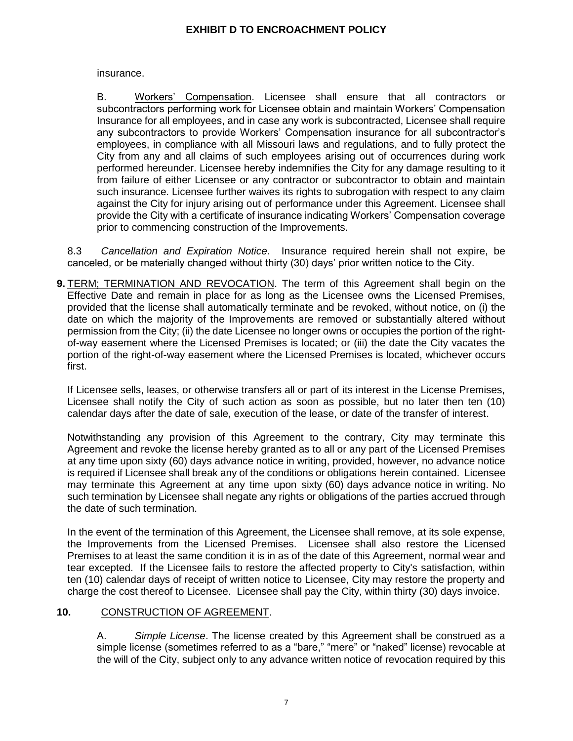insurance.

B. Workers' Compensation. Licensee shall ensure that all contractors or subcontractors performing work for Licensee obtain and maintain Workers' Compensation Insurance for all employees, and in case any work is subcontracted, Licensee shall require any subcontractors to provide Workers' Compensation insurance for all subcontractor's employees, in compliance with all Missouri laws and regulations, and to fully protect the City from any and all claims of such employees arising out of occurrences during work performed hereunder. Licensee hereby indemnifies the City for any damage resulting to it from failure of either Licensee or any contractor or subcontractor to obtain and maintain such insurance. Licensee further waives its rights to subrogation with respect to any claim against the City for injury arising out of performance under this Agreement. Licensee shall provide the City with a certificate of insurance indicating Workers' Compensation coverage prior to commencing construction of the Improvements.

8.3 *Cancellation and Expiration Notice*. Insurance required herein shall not expire, be canceled, or be materially changed without thirty (30) days' prior written notice to the City.

**9.** TERM; TERMINATION AND REVOCATION. The term of this Agreement shall begin on the Effective Date and remain in place for as long as the Licensee owns the Licensed Premises, provided that the license shall automatically terminate and be revoked, without notice, on (i) the date on which the majority of the Improvements are removed or substantially altered without permission from the City; (ii) the date Licensee no longer owns or occupies the portion of the right-of-way easement where the Licensed Premises is located; or (iii) the date the City vacates the portion of the right-of-way easement where the Licensed Premises is located, whichever occurs first.

If Licensee sells, leases, or otherwise transfers all or part of its interest in the License Premises, Licensee shall notify the City of such action as soon as possible, but no later then ten (10) calendar days after the date of sale, execution of the lease, or date of the transfer of interest.

Notwithstanding any provision of this Agreement to the contrary, City may terminate this Agreement and revoke the license hereby granted as to all or any part of the Licensed Premises at any time upon sixty (60) days advance notice in writing, provided, however, no advance notice is required if Licensee shall break any of the conditions or obligations herein contained. Licensee may terminate this Agreement at any time upon sixty (60) days advance notice in writing. No such termination by Licensee shall negate any rights or obligations of the parties accrued through the date of such termination.

In the event of the termination of this Agreement, the Licensee shall remove, at its sole expense, the Improvements from the Licensed Premises. Licensee shall also restore the Licensed Premises to at least the same condition it is in as of the date of this Agreement, normal wear and tear excepted. If the Licensee fails to restore the affected property to City's satisfaction, within ten (10) calendar days of receipt of written notice to Licensee, City may restore the property and charge the cost thereof to Licensee. Licensee shall pay the City, within thirty (30) days invoice.

**10.** CONSTRUCTION OF AGREEMENT.

A. *Simple License*. The license created by this Agreement shall be construed as a simple license (sometimes referred to as a "bare," "mere" or "naked" license) revocable at the will of the City, subject only to any advance written notice of revocation required by this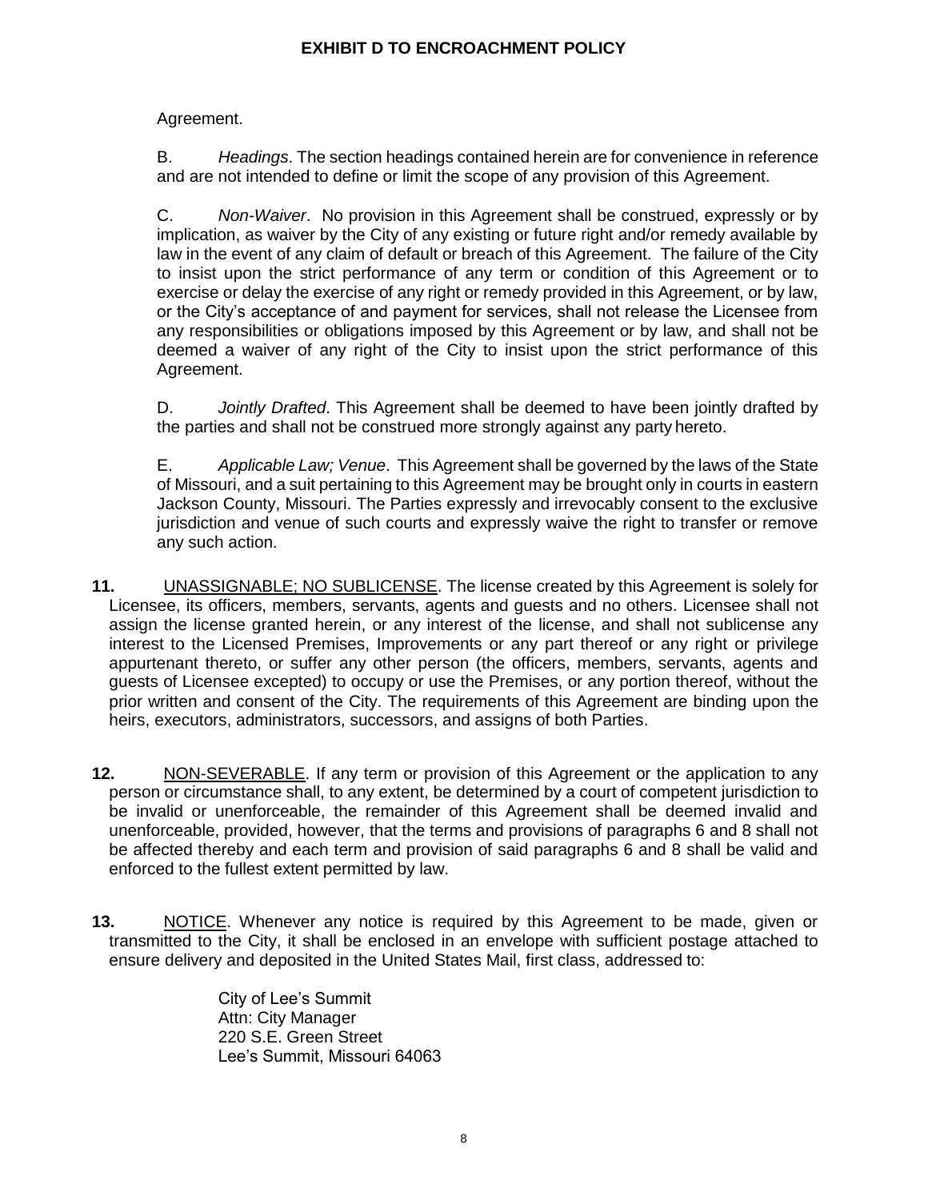Agreement.

B. *Headings*. The section headings contained herein are for convenience in reference and are not intended to define or limit the scope of any provision of this Agreement.

C. *Non-Waiver*. No provision in this Agreement shall be construed, expressly or by implication, as waiver by the City of any existing or future right and/or remedy available by law in the event of any claim of default or breach of this Agreement. The failure of the City to insist upon the strict performance of any term or condition of this Agreement or to exercise or delay the exercise of any right or remedy provided in this Agreement, or by law, or the City's acceptance of and payment for services, shall not release the Licensee from any responsibilities or obligations imposed by this Agreement or by law, and shall not be deemed a waiver of any right of the City to insist upon the strict performance of this Agreement.

D. *Jointly Drafted*. This Agreement shall be deemed to have been jointly drafted by the parties and shall not be construed more strongly against any party hereto.

E. *Applicable Law; Venue*. This Agreement shall be governed by the laws of the State of Missouri, and a suit pertaining to this Agreement may be brought only in courts in eastern Jackson County, Missouri. The Parties expressly and irrevocably consent to the exclusive jurisdiction and venue of such courts and expressly waive the right to transfer or remove any such action.

**11.** UNASSIGNABLE; NO SUBLICENSE. The license created by this Agreement is solely for Licensee, its officers, members, servants, agents and guests and no others. Licensee shall not assign the license granted herein, or any interest of the license, and shall not sublicense any interest to the Licensed Premises, Improvements or any part thereof or any right or privilege appurtenant thereto, or suffer any other person (the officers, members, servants, agents and guests of Licensee excepted) to occupy or use the Premises, or any portion thereof, without the prior written and consent of the City. The requirements of this Agreement are binding upon the heirs, executors, administrators, successors, and assigns of both Parties.

**12.** NON-SEVERABLE. If any term or provision of this Agreement or the application to any person or circumstance shall, to any extent, be determined by a court of competent jurisdiction to be invalid or unenforceable, the remainder of this Agreement shall be deemed invalid and unenforceable, provided, however, that the terms and provisions of paragraphs 6 and 8 shall not be affected thereby and each term and provision of said paragraphs 6 and 8 shall be valid and enforced to the fullest extent permitted by law.

**13.** NOTICE. Whenever any notice is required by this Agreement to be made, given or transmitted to the City, it shall be enclosed in an envelope with sufficient postage attached to ensure delivery and deposited in the United States Mail, first class, addressed to:

City of Lee's Summit
Attn: City Manager
220 S.E. Green Street
Lee's Summit, Missouri 64063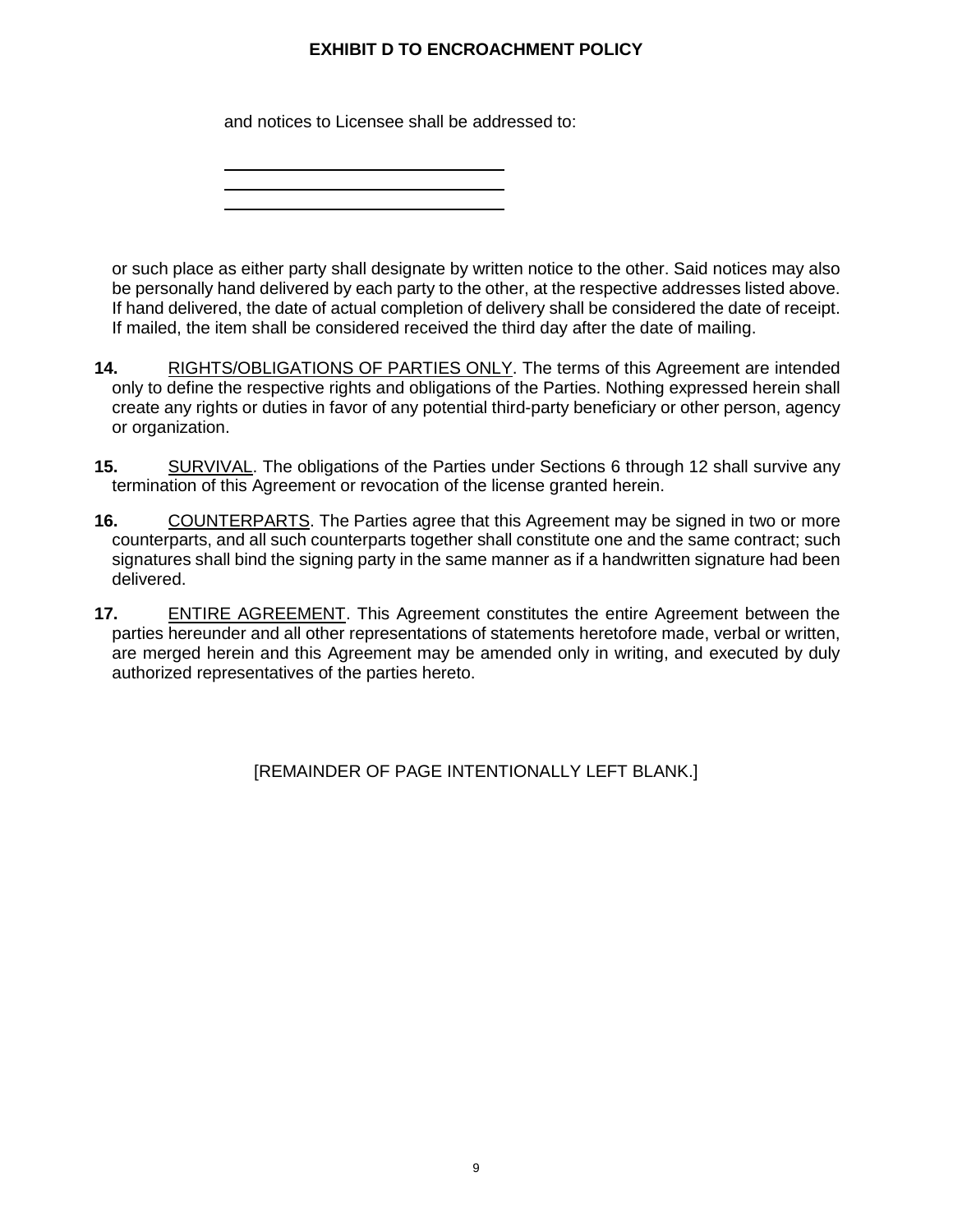and notices to Licensee shall be addressed to:

\_\_\_\_\_\_\_\_\_\_\_\_\_\_\_\_\_\_\_\_\_\_\_\_\_\_\_\_\_\_
\_\_\_\_\_\_\_\_\_\_\_\_\_\_\_\_\_\_\_\_\_\_\_\_\_\_\_\_\_\_
\_\_\_\_\_\_\_\_\_\_\_\_\_\_\_\_\_\_\_\_\_\_\_\_\_\_\_\_\_\_

or such place as either party shall designate by written notice to the other. Said notices may also be personally hand delivered by each party to the other, at the respective addresses listed above. If hand delivered, the date of actual completion of delivery shall be considered the date of receipt. If mailed, the item shall be considered received the third day after the date of mailing.

**14.** <u>RIGHTS/OBLIGATIONS OF PARTIES ONLY</u>. The terms of this Agreement are intended only to define the respective rights and obligations of the Parties. Nothing expressed herein shall create any rights or duties in favor of any potential third-party beneficiary or other person, agency or organization.

**15.** <u>SURVIVAL</u>. The obligations of the Parties under Sections 6 through 12 shall survive any termination of this Agreement or revocation of the license granted herein.

**16.** <u>COUNTERPARTS</u>. The Parties agree that this Agreement may be signed in two or more counterparts, and all such counterparts together shall constitute one and the same contract; such signatures shall bind the signing party in the same manner as if a handwritten signature had been delivered.

**17.** <u>ENTIRE AGREEMENT</u>. This Agreement constitutes the entire Agreement between the parties hereunder and all other representations of statements heretofore made, verbal or written, are merged herein and this Agreement may be amended only in writing, and executed by duly authorized representatives of the parties hereto.

[REMAINDER OF PAGE INTENTIONALLY LEFT BLANK.]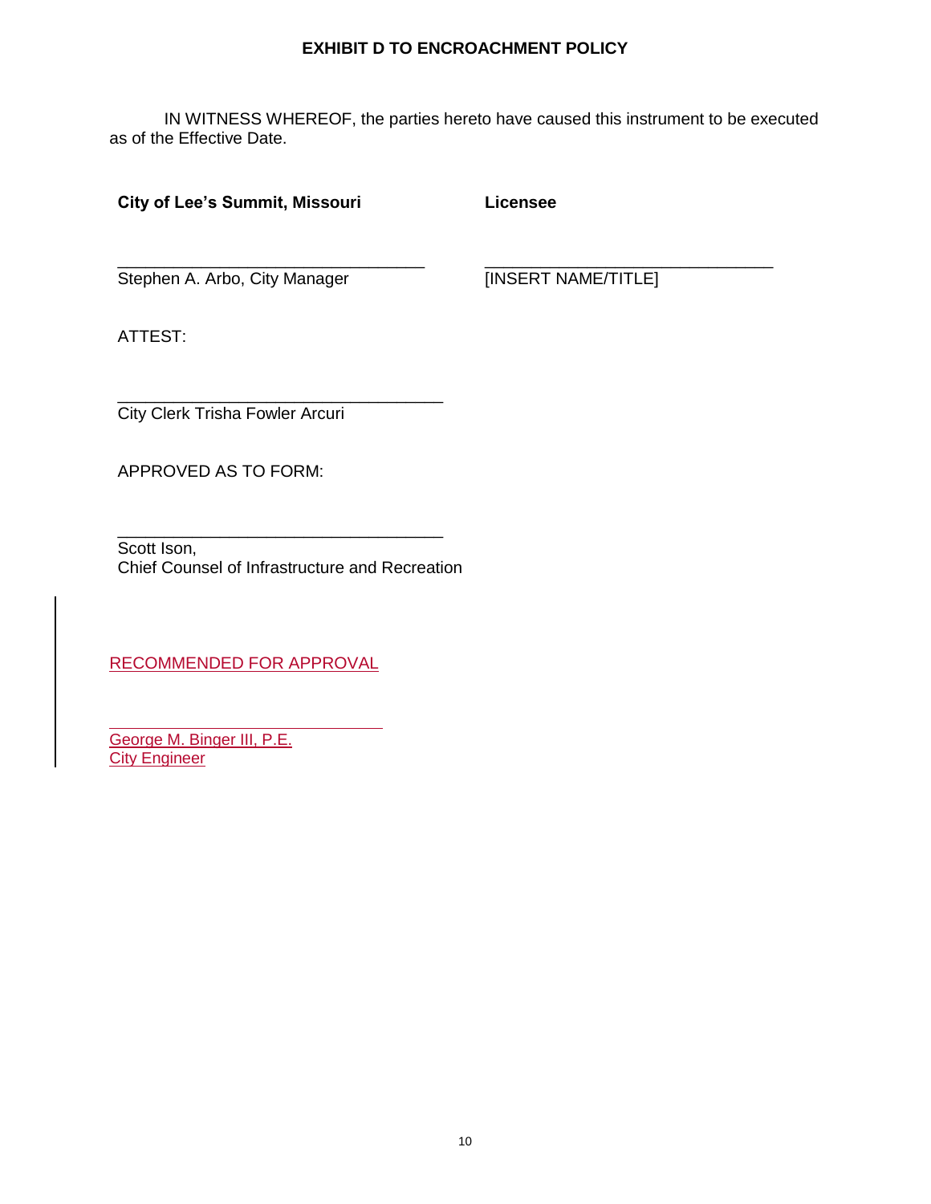**EXHIBIT D TO ENCROACHMENT POLICY**

IN WITNESS WHEREOF, the parties hereto have caused this instrument to be executed as of the Effective Date.

**City of Lee's Summit, Missouri**

\_\_\_\_\_\_\_\_\_\_\_\_\_\_\_\_\_\_\_\_\_\_\_\_\_\_\_\_\_\_\_\_
Stephen A. Arbo, City Manager

**Licensee**

\_\_\_\_\_\_\_\_\_\_\_\_\_\_\_\_\_\_\_\_\_\_\_\_\_\_\_\_\_\_\_\_
[INSERT NAME/TITLE]

ATTEST:

\_\_\_\_\_\_\_\_\_\_\_\_\_\_\_\_\_\_\_\_\_\_\_\_\_\_\_\_\_\_\_\_
City Clerk Trisha Fowler Arcuri

APPROVED AS TO FORM:

\_\_\_\_\_\_\_\_\_\_\_\_\_\_\_\_\_\_\_\_\_\_\_\_\_\_\_\_\_\_\_\_
Scott Ison,
Chief Counsel of Infrastructure and Recreation

RECOMMENDED FOR APPROVAL

\_\_\_\_\_\_\_\_\_\_\_\_\_\_\_\_\_\_\_\_\_\_\_\_\_\_\_\_\_\_\_\_
George M. Binger III, P.E.
City Engineer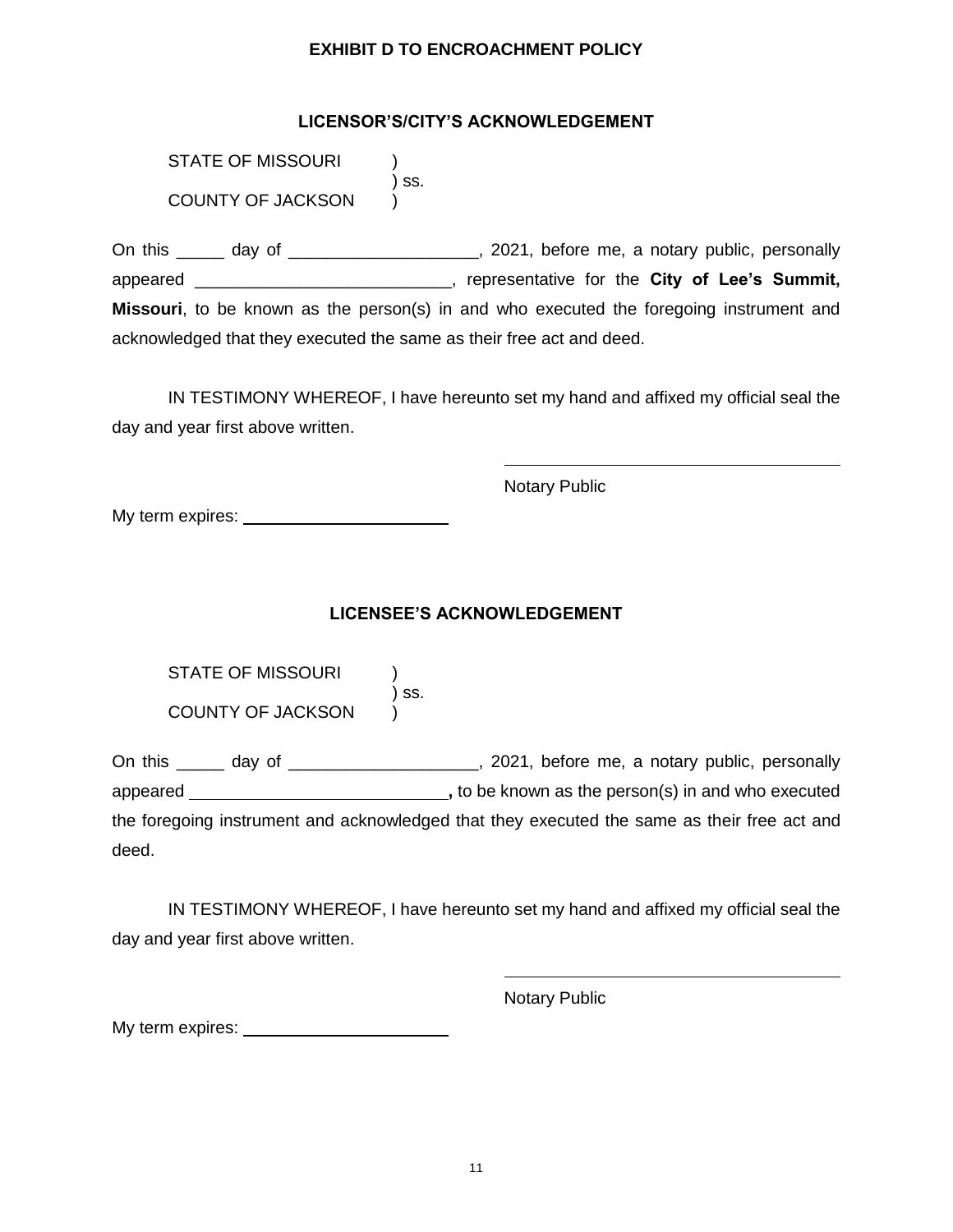**EXHIBIT D TO ENCROACHMENT POLICY**

**LICENSOR'S/CITY'S ACKNOWLEDGEMENT**

STATE OF MISSOURI )
) ss.
COUNTY OF JACKSON )

On this _____ day of ____________________, 2021, before me, a notary public, personally appeared ___________________________, representative for the **City of Lee's Summit, Missouri**, to be known as the person(s) in and who executed the foregoing instrument and acknowledged that they executed the same as their free act and deed.

IN TESTIMONY WHEREOF, I have hereunto set my hand and affixed my official seal the day and year first above written.

______________________________
Notary Public

My term expires: ______________________

**LICENSEE'S ACKNOWLEDGEMENT**

STATE OF MISSOURI )
) ss.
COUNTY OF JACKSON )

On this _____ day of ____________________, 2021, before me, a notary public, personally appeared ___________________________**,** to be known as the person(s) in and who executed the foregoing instrument and acknowledged that they executed the same as their free act and deed.

IN TESTIMONY WHEREOF, I have hereunto set my hand and affixed my official seal the day and year first above written.

______________________________
Notary Public

My term expires: ______________________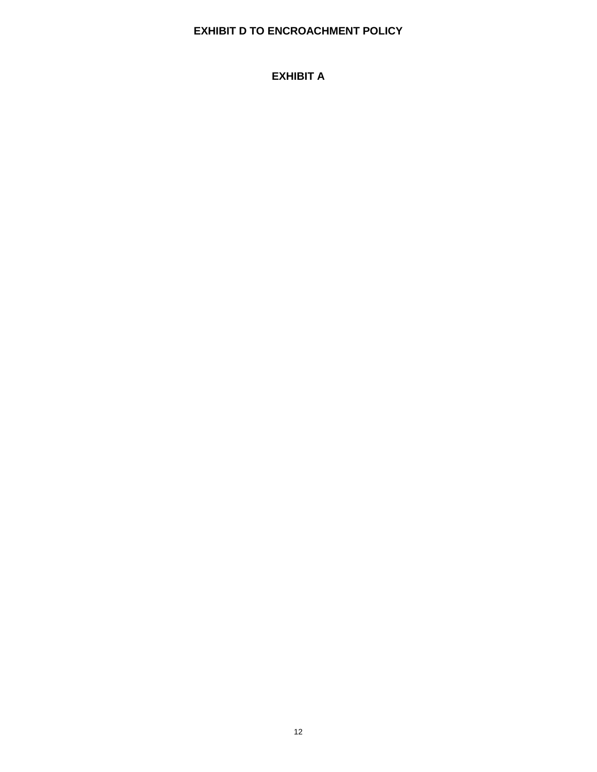**EXHIBIT D TO ENCROACHMENT POLICY**

**EXHIBIT A**